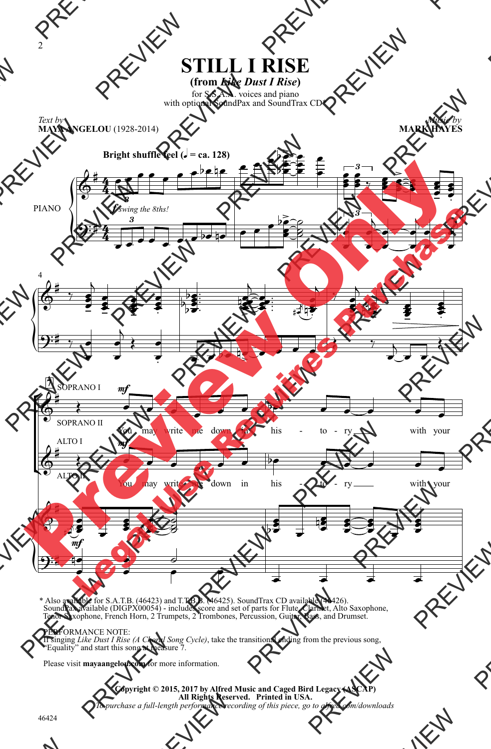# STILL I RISE

## (from *Like Dust I Rise*)

for S.S.A.A. voices and piano
with optional SoundPax and SoundTrax CD*

Text by
**MAYA ANGELOU** (1928-2014)

Music by
**MARK HAYES**

**Bright shuffle feel (♩ = ca. 128)**

*swing the 8ths!*

PIANO

SOPRANO I
SOPRANO II

You may write me down in his - to - ry with your

ALTO I
ALTO II

You may write me down in his - to - ry with your

\* Also available for S.A.T.B. (46423) and T.T.B.B. (46425). SoundTrax CD available (46426).
SoundPax available (DIGPX00054) - includes score and set of parts for Flute, Clarinet, Alto Saxophone, Tenor Saxophone, French Horn, 2 Trumpets, 2 Trombones, Percussion, Guitar, Bass, and Drumset.

PERFORMANCE NOTE:
If singing *Like Dust I Rise (A Choral Song Cycle)*, take the transitional ending from the previous song, "Equality" and start this song at measure 7.

Please visit **mayaangelou.com** for more information.

**Copyright © 2015, 2017 by Alfred Music and Caged Bird Legacy (ASCAP)**
**All Rights Reserved. Printed in USA.**
*To purchase a full-length performance recording of this piece, go to alfred.com/downloads*

46424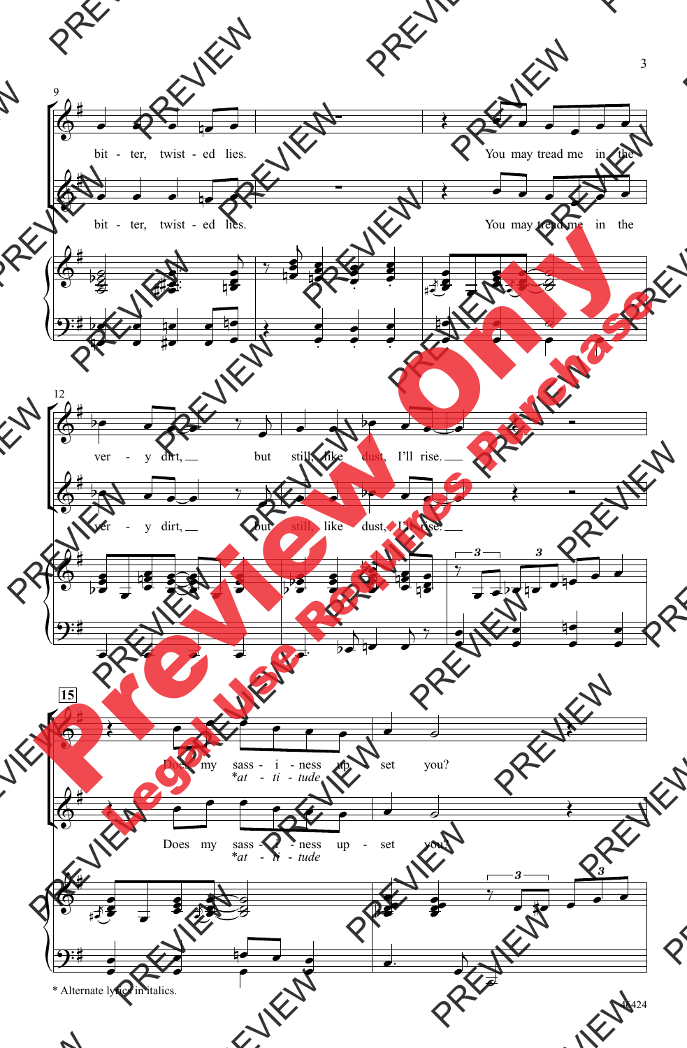* Alternate lyrics in italics.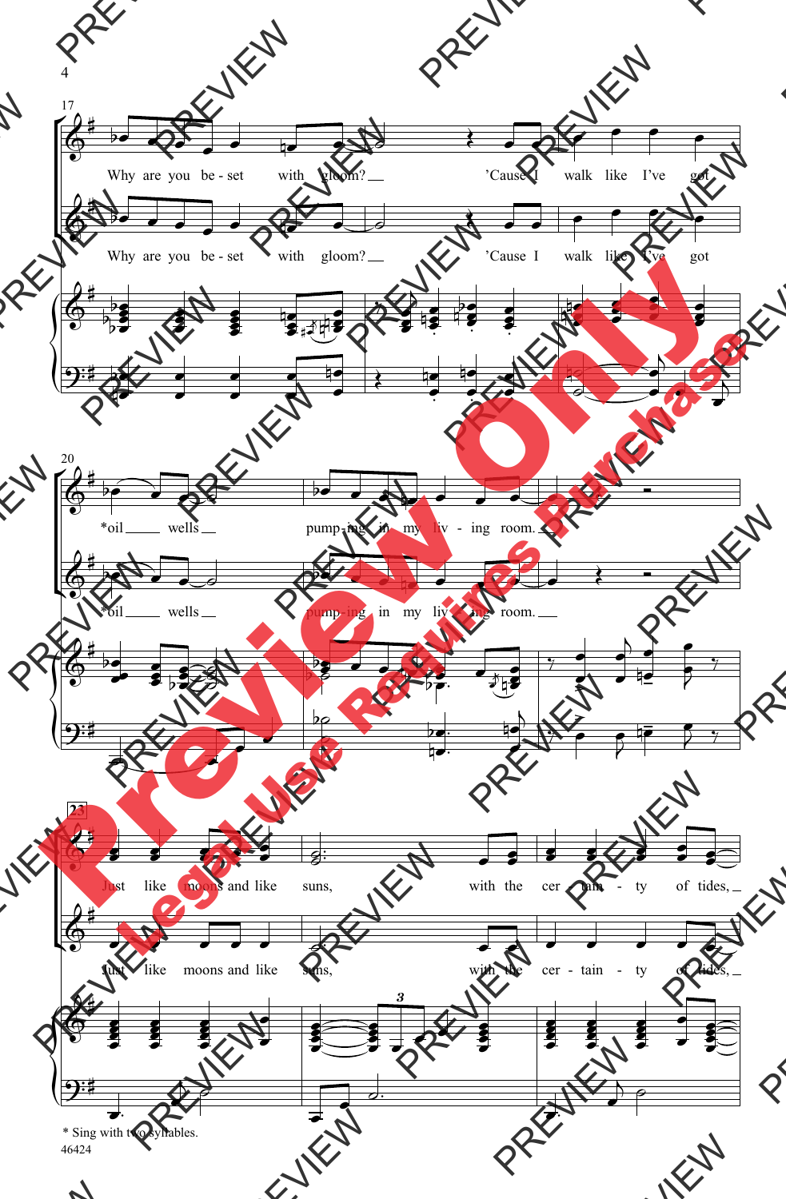Why are you be - set with gloom? 'Cause I walk like I've got

Why are you be - set with gloom? 'Cause I walk like I've got

*oil wells pump - ing in my liv - ing room.

*oil wells pump - ing in my liv - ing room.

Just like moons and like suns, with the cer - tain - ty of tides,

Just like moons and like suns, with the cer - tain - ty of tides,

\* Sing with two syllables.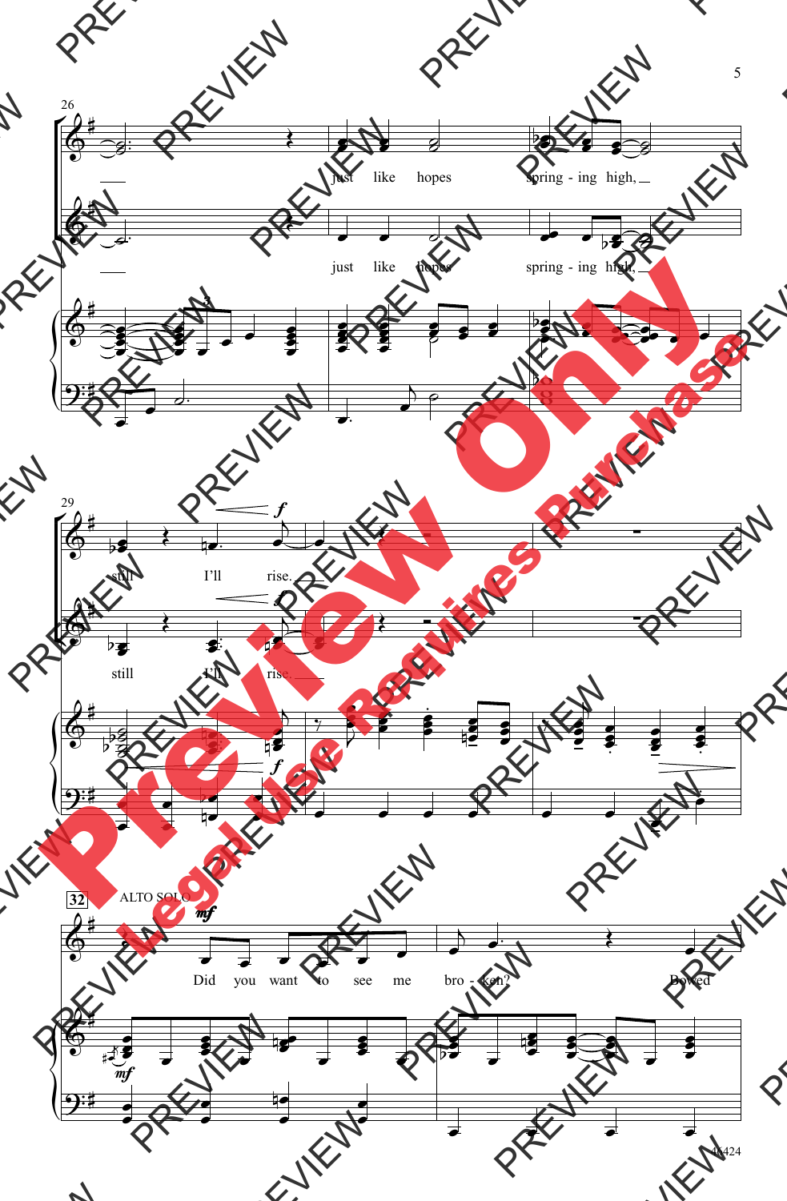26

just like hopes spring - ing high,

just like hopes spring - ing high,

29

still I'll rise.

still I'll rise.

32 ALTO SOLO

Did you want to see me bro - ken? Bowed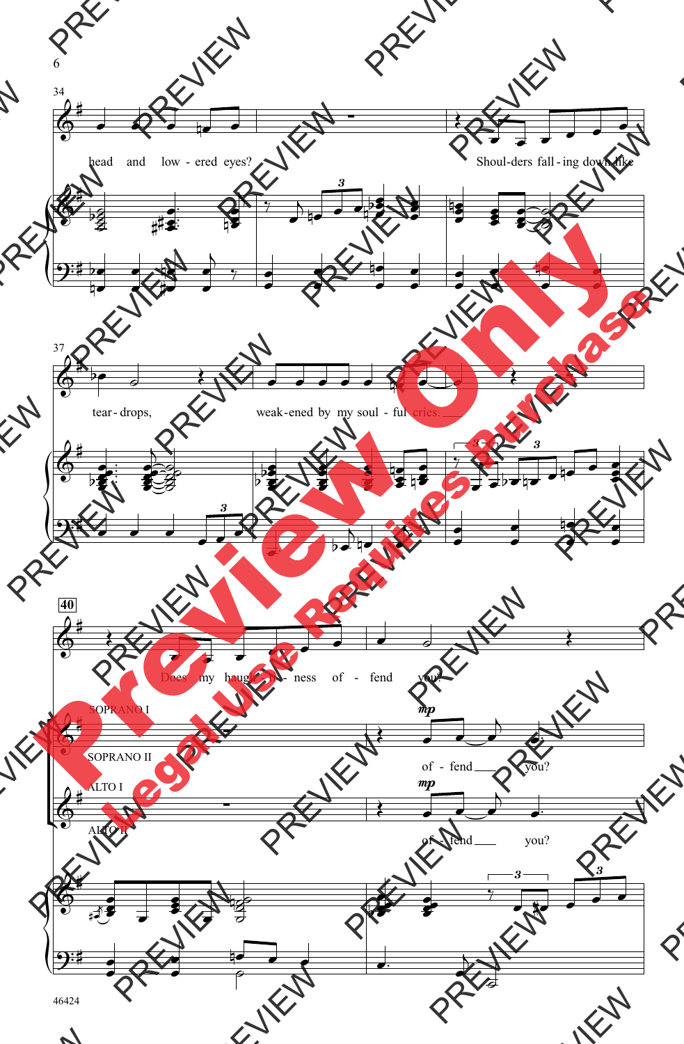34

head and low - ered eyes? Shoul-ders fall - ing down like

37

tear - drops, weak - ened by my soul - ful cries.

40

Does my haugh - ti - ness of - fend you?

SOPRANO I

SOPRANO II

*mp*

of - fend you?

ALTO I

ALTO II

*mp*

of - fend you?

46424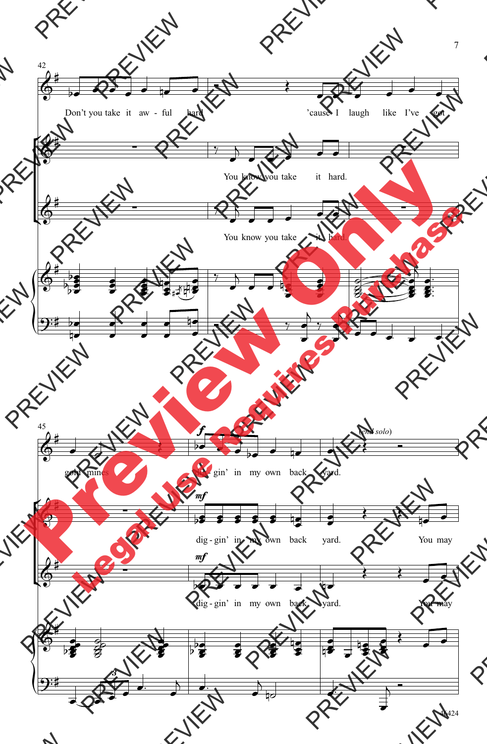42

Don't you take it aw - ful hard 'cause I laugh like I've got

You know you take it hard.

You know you take it hard.

45

*f*

(end solo)

gold mines dig - gin' in my own back yard.

*mf*

dig - gin' in my own back yard. You may

*mf*

dig - gin' in my own back yard. You may

3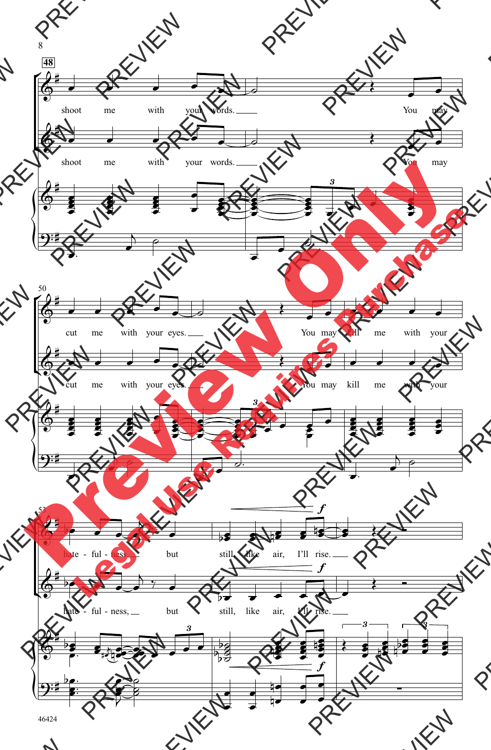**48**

shoot me with your words. You may

cut me with your eyes. You may kill me with your

hate - ful - ness, but still, like air, I'll rise.

*f*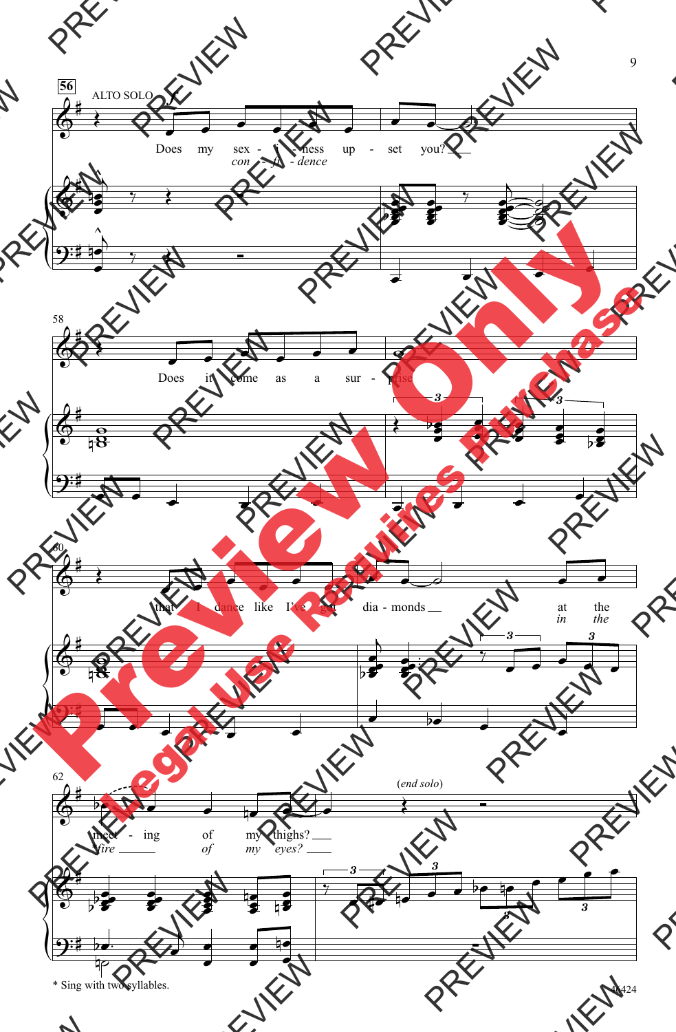56

ALTO SOLO

Does my sex - i - ness up - set you?
*con - fi - dence*

58

Does it come as a sur - prise

60

that I dance like I've got dia - monds at the
*in the*

62

(*end solo*)

meet - ing of my thighs?
*fire of my eyes?*

\* Sing with two syllables.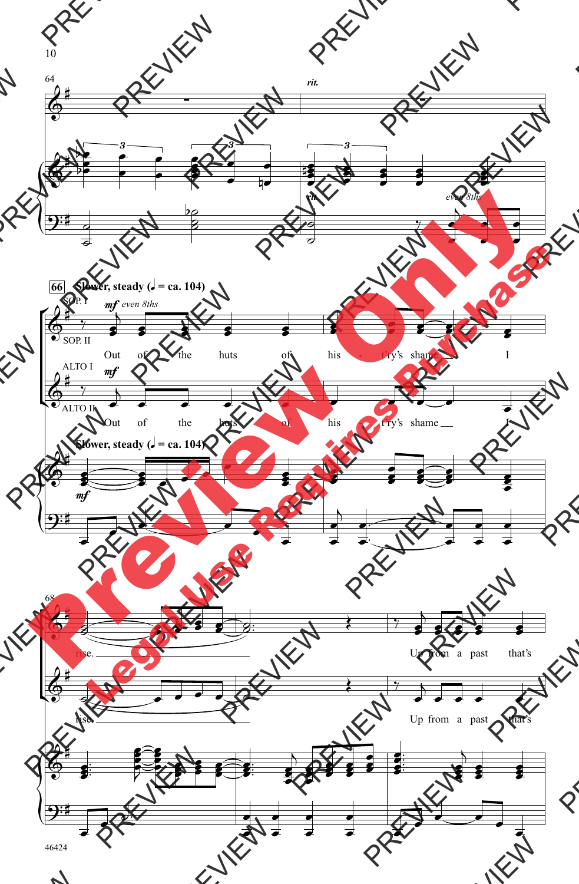64

*rit.*

*rit.*

*even 8ths*

**66** **Slower, steady (♩ = ca. 104)**

SOP. I

SOP. II

*mf* *even 8ths*

Out of the huts of his - t'ry's shame \_\_ I

ALTO I

ALTO II

*mf*

Out of the huts of his - t'ry's shame \_\_ I

**Slower, steady (♩ = ca. 104)**

*mf*

68

rise. \_\_\_\_\_\_\_\_\_\_\_\_\_\_\_\_ Up from a past that's

rise. \_\_\_\_\_\_\_\_\_\_\_\_\_\_\_\_ Up from a past that's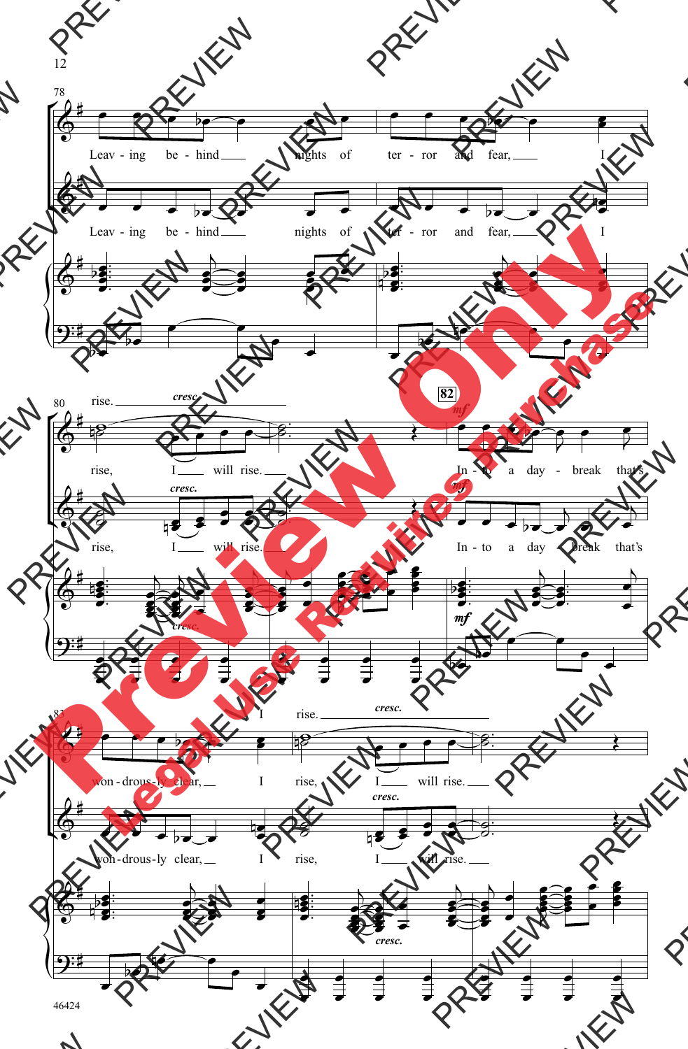78

Leav - ing be - hind ___ nights of ter - ror and fear, ___ I

Leav - ing be - hind ___ nights of ter - ror and fear, ___ I

80

rise. ___ *cresc.*

rise, I ___ will rise. ___ **82** *mf* In - to a day - break that's

*cresc.*

rise, I ___ will rise. ___ *mf* In - to a day - break that's

*cresc.* *mf*

83

won - drous - ly clear, ___ I rise. ___ *cresc.*

rise, I ___ will rise. ___

*cresc.*

won - drous - ly clear, ___ I rise, I ___ will rise. ___

*cresc.*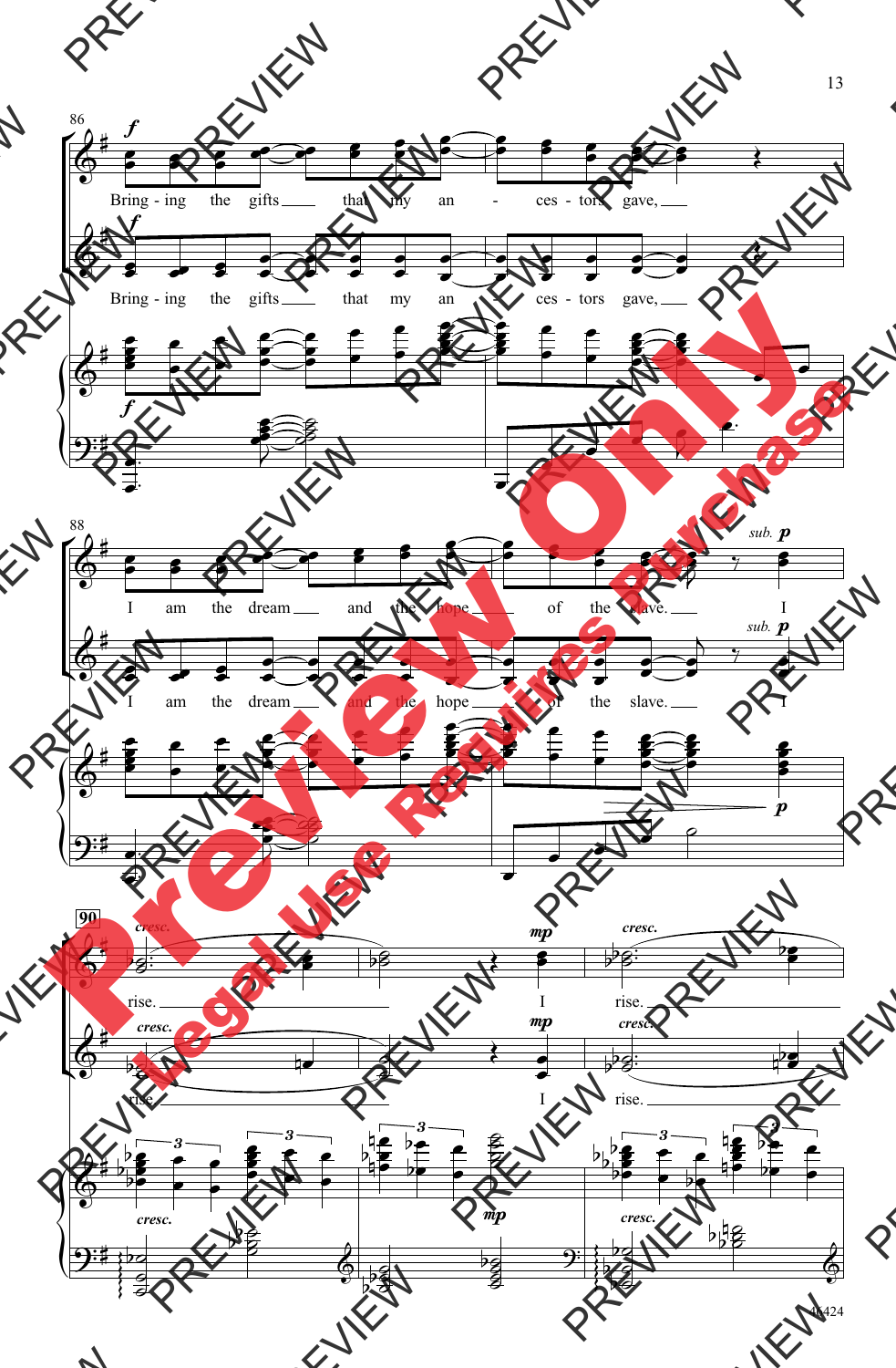86

*f*

Bring - ing the gifts that my an - ces - tors gave,

*f*

Bring - ing the gifts that my an - ces - tors gave,

*f*

88

I am the dream and the hope of the slave.

*sub.* ***p***

I

I am the dream and the hope of the slave.

*sub.* ***p***

I

***p***

**90**

*cresc.*

rise.

***mp***

I

*cresc.*

rise.

*cresc.*

rise.

***mp***

I

*cresc.*

rise.

*cresc.*

***mp***

*cresc.*